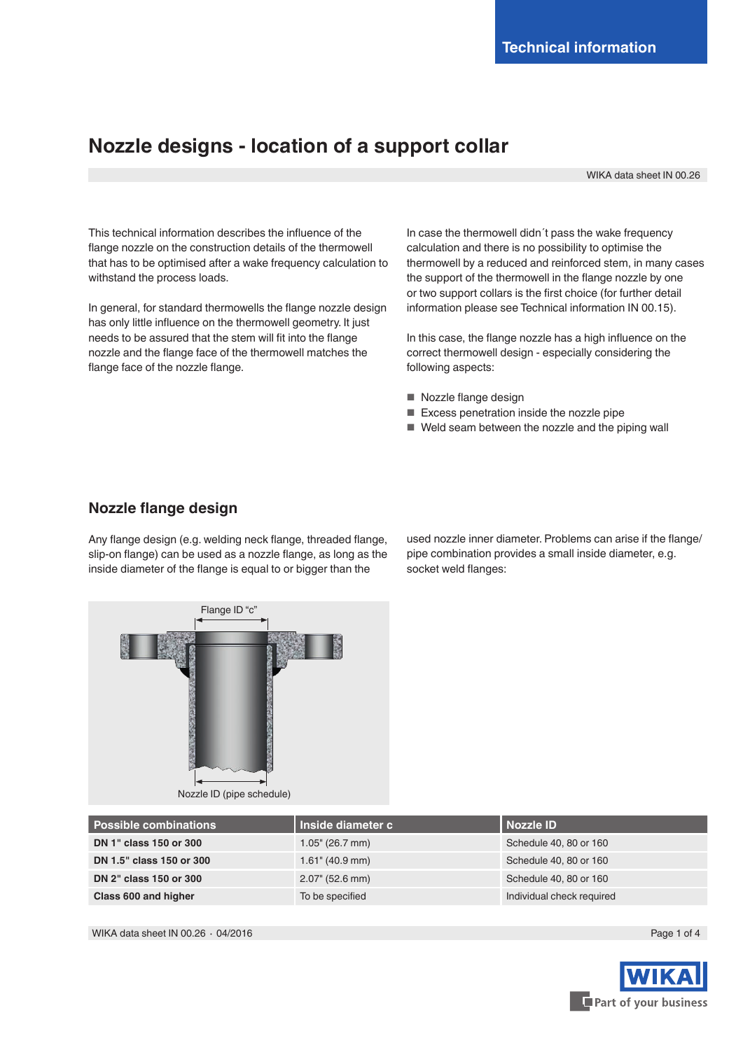Technical information

# Nozzle designs - location of a support collar

WIKA data sheet IN 00.26

This technical information describes the influence of the flange nozzle on the construction details of the thermowell that has to be optimised after a wake frequency calculation to withstand the process loads.

In general, for standard thermowells the flange nozzle design has only little influence on the thermowell geometry. It just needs to be assured that the stem will fit into the flange nozzle and the flange face of the thermowell matches the flange face of the nozzle flange.

In case the thermowell didn´t pass the wake frequency calculation and there is no possibility to optimise the thermowell by a reduced and reinforced stem, in many cases the support of the thermowell in the flange nozzle by one or two support collars is the first choice (for further detail information please see Technical information IN 00.15).

In this case, the flange nozzle has a high influence on the correct thermowell design - especially considering the following aspects:

- Nozzle flange design
- Excess penetration inside the nozzle pipe
- Weld seam between the nozzle and the piping wall

## Nozzle flange design

Any flange design (e.g. welding neck flange, threaded flange, slip-on flange) can be used as a nozzle flange, as long as the inside diameter of the flange is equal to or bigger than the used nozzle inner diameter. Problems can arise if the flange/pipe combination provides a small inside diameter, e.g. socket weld flanges:

Flange ID "c"

Nozzle ID (pipe schedule)

| Possible combinations | Inside diameter c | Nozzle ID |
|---|---|---|
| **DN 1" class 150 or 300** | 1.05" (26.7 mm) | Schedule 40, 80 or 160 |
| **DN 1.5" class 150 or 300** | 1.61" (40.9 mm) | Schedule 40, 80 or 160 |
| **DN 2" class 150 or 300** | 2.07" (52.6 mm) | Schedule 40, 80 or 160 |
| **Class 600 and higher** | To be specified | Individual check required |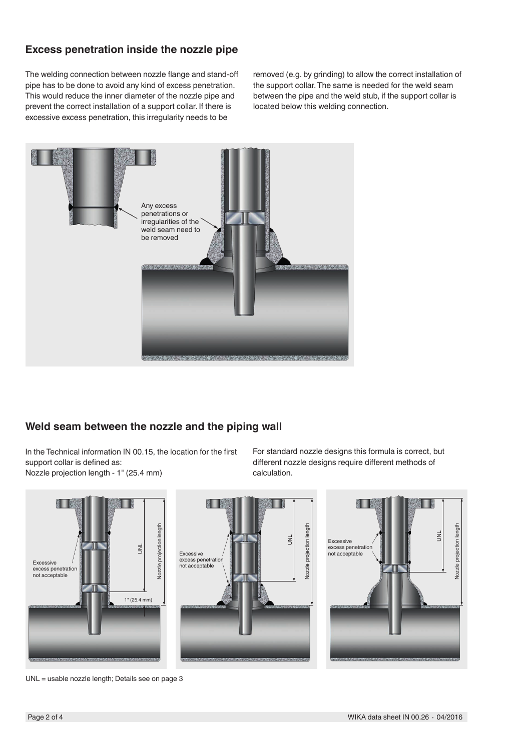## Excess penetration inside the nozzle pipe

The welding connection between nozzle flange and stand-off pipe has to be done to avoid any kind of excess penetration. This would reduce the inner diameter of the nozzle pipe and prevent the correct installation of a support collar. If there is excessive excess penetration, this irregularity needs to be removed (e.g. by grinding) to allow the correct installation of the support collar. The same is needed for the weld seam between the pipe and the weld stub, if the support collar is located below this welding connection.

Any excess penetrations or irregularities of the weld seam need to be removed

## Weld seam between the nozzle and the piping wall

In the Technical information IN 00.15, the location for the first support collar is defined as:
Nozzle projection length - 1" (25.4 mm)

For standard nozzle designs this formula is correct, but different nozzle designs require different methods of calculation.

Excessive excess penetration not acceptable

UNL

Nozzle projection length

1" (25.4 mm)

UNL = usable nozzle length; Details see on page 3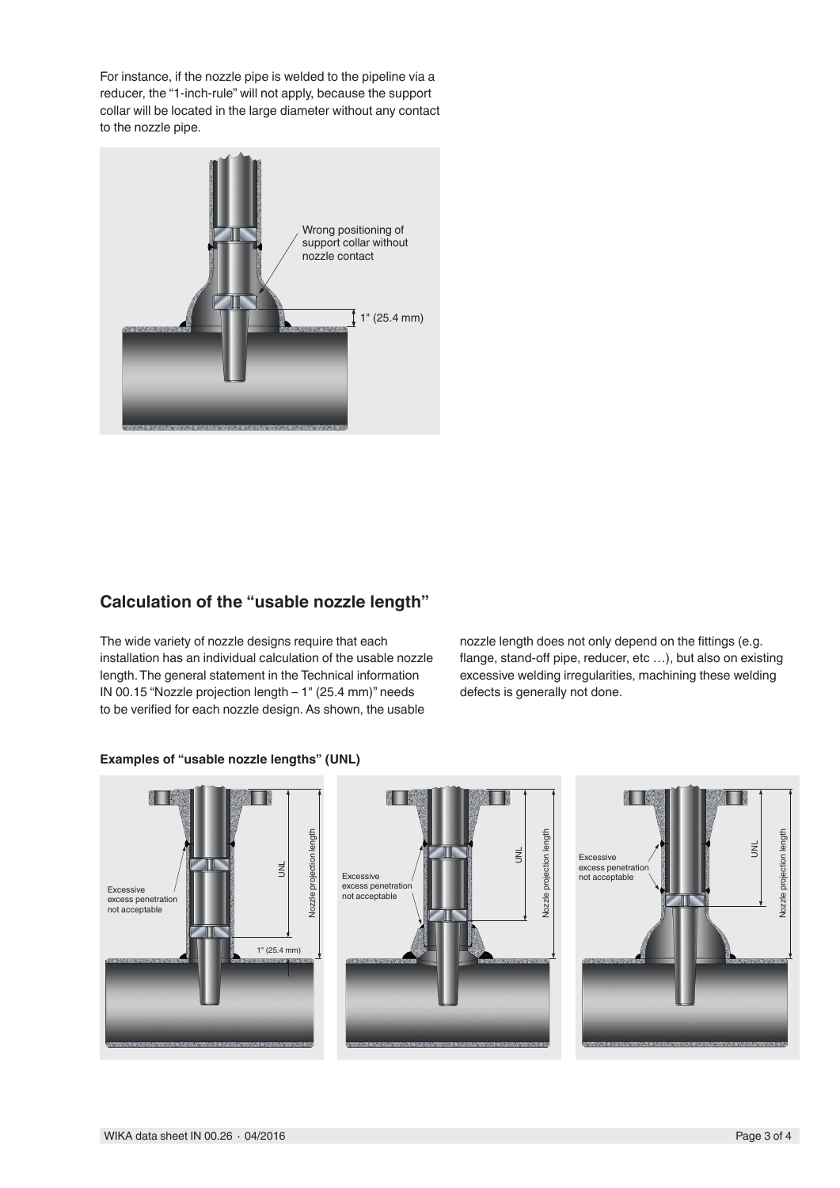For instance, if the nozzle pipe is welded to the pipeline via a reducer, the "1-inch-rule" will not apply, because the support collar will be located in the large diameter without any contact to the nozzle pipe.

## Calculation of the "usable nozzle length"

The wide variety of nozzle designs require that each installation has an individual calculation of the usable nozzle length. The general statement in the Technical information IN 00.15 "Nozzle projection length – 1" (25.4 mm)" needs to be verified for each nozzle design. As shown, the usable nozzle length does not only depend on the fittings (e.g. flange, stand-off pipe, reducer, etc …), but also on existing excessive welding irregularities, machining these welding defects is generally not done.

**Examples of "usable nozzle lengths" (UNL)**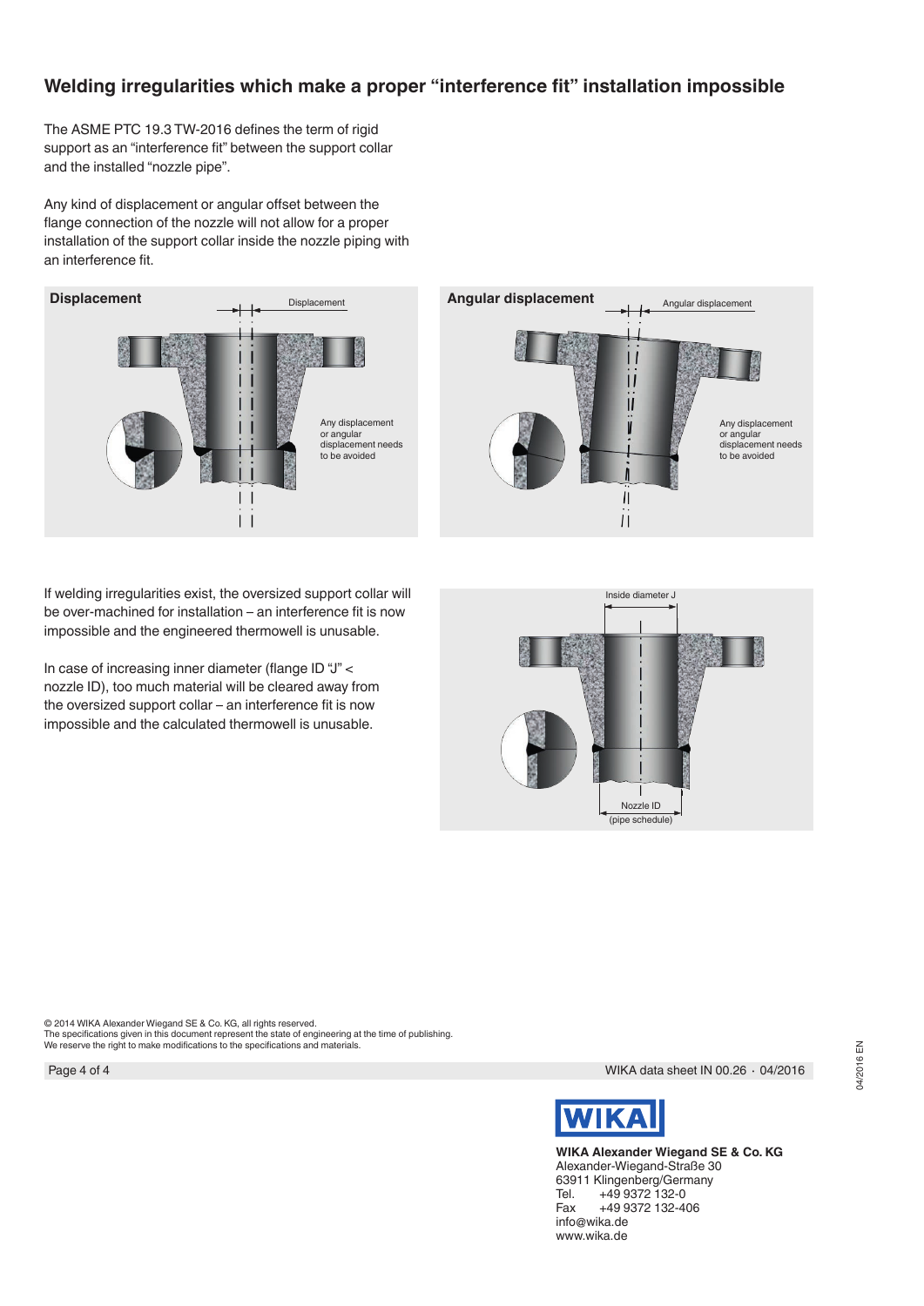## Welding irregularities which make a proper "interference fit" installation impossible

The ASME PTC 19.3 TW-2016 defines the term of rigid support as an "interference fit" between the support collar and the installed "nozzle pipe".

Any kind of displacement or angular offset between the flange connection of the nozzle will not allow for a proper installation of the support collar inside the nozzle piping with an interference fit.

**Displacement**

Displacement

Any displacement or angular displacement needs to be avoided

**Angular displacement**

Angular displacement

Any displacement or angular displacement needs to be avoided

If welding irregularities exist, the oversized support collar will be over-machined for installation – an interference fit is now impossible and the engineered thermowell is unusable.

In case of increasing inner diameter (flange ID "J" < nozzle ID), too much material will be cleared away from the oversized support collar – an interference fit is now impossible and the calculated thermowell is unusable.

Inside diameter J

Nozzle ID (pipe schedule)

© 2014 WIKA Alexander Wiegand SE & Co. KG, all rights reserved.
The specifications given in this document represent the state of engineering at the time of publishing.
We reserve the right to make modifications to the specifications and materials.

WIKA data sheet IN 00.26 · 04/2016

**WIKA Alexander Wiegand SE & Co. KG**
Alexander-Wiegand-Straße 30
63911 Klingenberg/Germany
Tel. +49 9372 132-0
Fax +49 9372 132-406
info@wika.de
www.wika.de